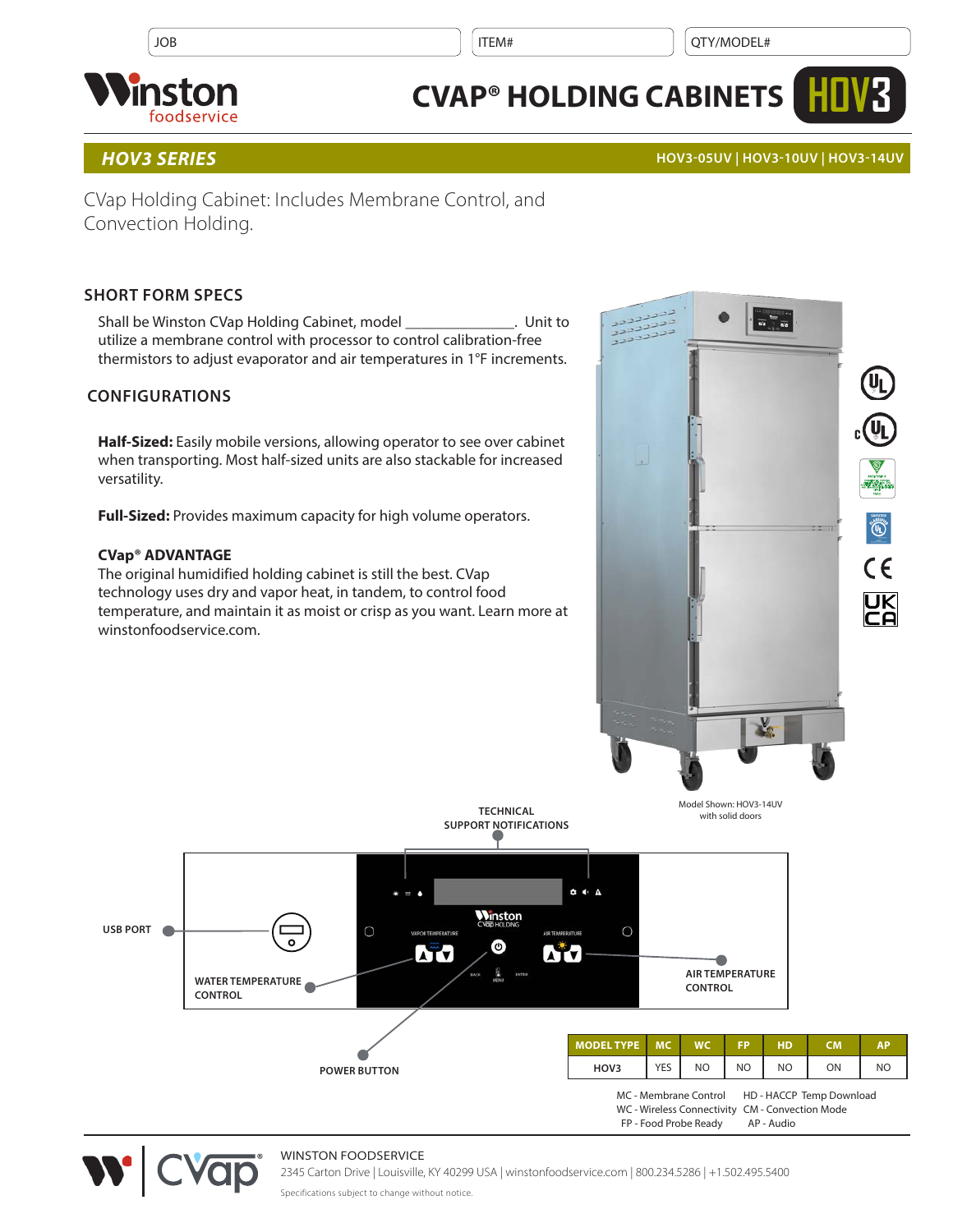| JOB | ITEM# | QTY/MODEL# |
|---|---|---|

# CVAP® HOLDING CABINETS HOV3

## HOV3 SERIES

HOV3-05UV | HOV3-10UV | HOV3-14UV

CVap Holding Cabinet: Includes Membrane Control, and Convection Holding.

### SHORT FORM SPECS

Shall be Winston CVap Holding Cabinet, model ______________. Unit to utilize a membrane control with processor to control calibration-free thermistors to adjust evaporator and air temperatures in 1°F increments.

### CONFIGURATIONS

**Half-Sized:** Easily mobile versions, allowing operator to see over cabinet when transporting. Most half-sized units are also stackable for increased versatility.

**Full-Sized:** Provides maximum capacity for high volume operators.

**CVap® ADVANTAGE**

The original humidified holding cabinet is still the best. CVap technology uses dry and vapor heat, in tandem, to control food temperature, and maintain it as moist or crisp as you want. Learn more at winstonfoodservice.com.

Model Shown: HOV3-14UV with solid doors

TECHNICAL SUPPORT NOTIFICATIONS

USB PORT

WATER TEMPERATURE CONTROL

AIR TEMPERATURE CONTROL

POWER BUTTON

| MODEL TYPE | MC | WC | FP | HD | CM | AP |
|---|---|---|---|---|---|---|
| HOV3 | YES | NO | NO | NO | ON | NO |

MC - Membrane Control
WC - Wireless Connectivity
FP - Food Probe Ready
HD - HACCP Temp Download
CM - Convection Mode
AP - Audio

WINSTON FOODSERVICE
2345 Carton Drive | Louisville, KY 40299 USA | winstonfoodservice.com | 800.234.5286 | +1.502.495.5400

Specifications subject to change without notice.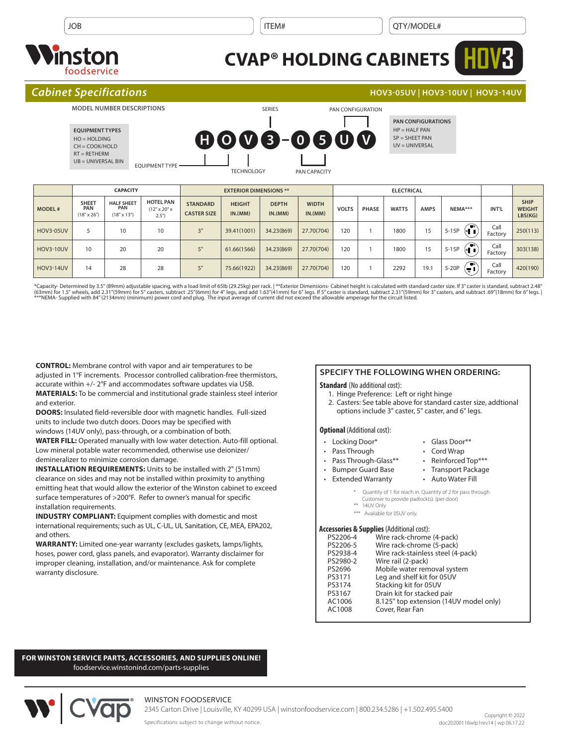JOB | ITEM# | QTY/MODEL#

# CVAP® HOLDING CABINETS HOV3

## Cabinet Specifications

**HOV3-05UV | HOV3-10UV | HOV3-14UV**

### MODEL NUMBER DESCRIPTIONS

**EQUIPMENT TYPES**
HO = HOLDING
CH = COOK/HOLD
RT = RETHERM
UB = UNIVERSAL BIN

H O V 3 - 0 5 U V

SERIES
PAN CONFIGURATION
EQUIPMENT TYPE
TECHNOLOGY
PAN CAPACITY

**PAN CONFIGURATIONS**
HP = HALF PAN
SP = SHEET PAN
UV = UNIVERSAL

| | CAPACITY | | | EXTERIOR DIMENSIONS ** | | | | ELECTRICAL | | | | | | |
|---|---|---|---|---|---|---|---|---|---|---|---|---|---|---|
| MODEL # | SHEET PAN (18" x 26") | HALF SHEET PAN (18" x 13") | HOTEL PAN (12" x 20" x 2.5") | STANDARD CASTER SIZE | HEIGHT IN.(MM) | DEPTH IN.(MM) | WIDTH IN.(MM) | VOLTS | PHASE | WATTS | AMPS | NEMA*** | INT'L | SHIP WEIGHT LBS(KG) |
| HOV3-05UV | 5 | 10 | 10 | 3" | 39.41(1001) | 34.23(869) | 27.70(704) | 120 | 1 | 1800 | 15 | 5-15P | Call Factory | 250(113) |
| HOV3-10UV | 10 | 20 | 20 | 5" | 61.66(1566) | 34.23(869) | 27.70(704) | 120 | 1 | 1800 | 15 | 5-15P | Call Factory | 303(138) |
| HOV3-14UV | 14 | 28 | 28 | 5" | 75.66(1922) | 34.23(869) | 27.70(704) | 120 | 1 | 2292 | 19.1 | 5-20P | Call Factory | 420(190) |

*Capacity- Determined by 3.5" (89mm) adjustable spacing, with a load limit of 65lb (29.25kg) per rack. | **Exterior Dimensions- Cabinet height is calculated with standard caster size. If 3" caster is standard, subtract 2.48" (63mm) for 1.5" wheels, add 2.31"(59mm) for 5" casters, subtract .25"(6mm) for 4" legs, and add 1.63"(41mm) for 6" legs. If 5" caster is standard, subtract 2.31"(59mm) for 3" casters, and subtract .69"(18mm) for 6" legs. | ***NEMA- Supplied with 84" (2134mm) (minimum) power cord and plug. The input average of current did not exceed the allowable amperage for the circuit listed.

**CONTROL:** Membrane control with vapor and air temperatures to be adjusted in 1°F increments. Processor controlled calibration-free thermistors, accurate within +/- 2°F and accommodates software updates via USB.
**MATERIALS:** To be commercial and institutional grade stainless steel interior and exterior.
**DOORS:** Insulated field-reversible door with magnetic handles. Full-sized units to include two dutch doors. Doors may be specified with windows (14UV only), pass-through, or a combination of both.
**WATER FILL:** Operated manually with low water detection. Auto-fill optional. Low mineral potable water recommended, otherwise use deionizer/ demineralizer to minimize corrosion damage.
**INSTALLATION REQUIREMENTS:** Units to be installed with 2" (51mm) clearance on sides and may not be installed within proximity to anything emitting heat that would allow the exterior of the Winston cabinet to exceed surface temperatures of >200°F. Refer to owner's manual for specific installation requirements.
**INDUSTRY COMPLIANT:** Equipment complies with domestic and most international requirements; such as UL, C-UL, UL Sanitation, CE, MEA, EPA202, and others.
**WARRANTY:** Limited one-year warranty (excludes gaskets, lamps/lights, hoses, power cord, glass panels, and evaporator). Warranty disclaimer for improper cleaning, installation, and/or maintenance. Ask for complete warranty disclosure.

### SPECIFY THE FOLLOWING WHEN ORDERING:

**Standard** (No additional cost):
1. Hinge Preference: Left or right hinge
2. Casters: See table above for standard caster size, addtional options include 3" caster, 5" caster, and 6" legs.

**Optional** (Additional cost):
- Locking Door*
- Pass Through
- Pass Through-Glass**
- Bumper Guard Base
- Extended Warranty
- Glass Door**
- Cord Wrap
- Reinforced Top***
- Transport Package
- Auto Water Fill

\* Quantity of 1 for reach in. Quantity of 2 for pass through Customer to provide padlock(s). (per door)
** 14UV Only
*** Available for 05UV only.

**Accessories & Supplies** (Additional cost):

| | |
|---|---|
| PS2206-4 | Wire rack-chrome (4-pack) |
| PS2206-5 | Wire rack-chrome (5-pack) |
| PS2938-4 | Wire rack-stainless steel (4-pack) |
| PS2980-2 | Wire rail (2-pack) |
| PS2696 | Mobile water removal system |
| PS3171 | Leg and shelf kit for 05UV |
| PS3174 | Stacking kit for 05UV |
| PS3167 | Drain kit for stacked pair |
| AC1006 | 8.125" top extension (14UV model only) |
| AC1008 | Cover, Rear Fan |

**FOR WINSTON SERVICE PARTS, ACCESSORIES, AND SUPPLIES ONLINE!**
foodservice.winstonind.com/parts-supplies

WINSTON FOODSERVICE
2345 Carton Drive | Louisville, KY 40299 USA | winstonfoodservice.com | 800.234.5286 | +1.502.495.5400

Specifications subject to change without notice.

Copyright © 2022
doc20200116wlp1rev14 | wp 06.17.22